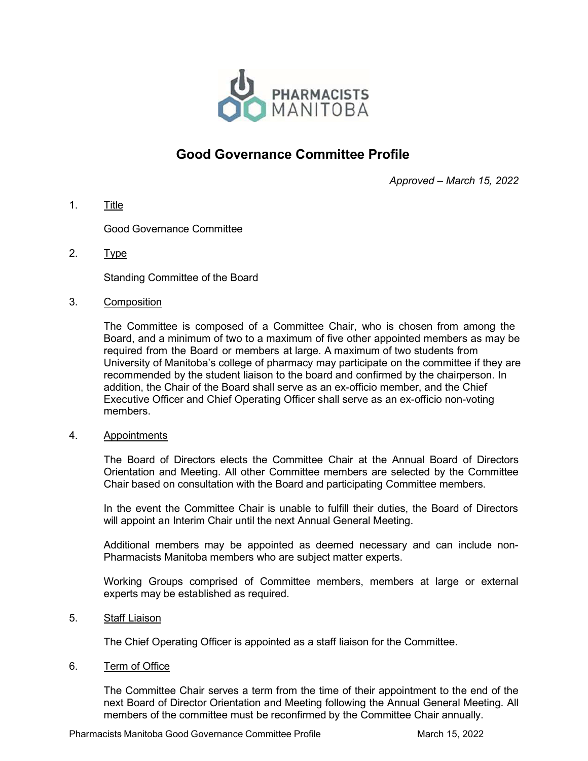# Good Governance Committee Profile

*Approved – March 15, 2022*

1. Title

   Good Governance Committee

2. Type

   Standing Committee of the Board

3. Composition

   The Committee is composed of a Committee Chair, who is chosen from among the Board, and a minimum of two to a maximum of five other appointed members as may be required from the Board or members at large. A maximum of two students from University of Manitoba's college of pharmacy may participate on the committee if they are recommended by the student liaison to the board and confirmed by the chairperson. In addition, the Chair of the Board shall serve as an ex-officio member, and the Chief Executive Officer and Chief Operating Officer shall serve as an ex-officio non-voting members.

4. Appointments

   The Board of Directors elects the Committee Chair at the Annual Board of Directors Orientation and Meeting. All other Committee members are selected by the Committee Chair based on consultation with the Board and participating Committee members.

   In the event the Committee Chair is unable to fulfill their duties, the Board of Directors will appoint an Interim Chair until the next Annual General Meeting.

   Additional members may be appointed as deemed necessary and can include non-Pharmacists Manitoba members who are subject matter experts.

   Working Groups comprised of Committee members, members at large or external experts may be established as required.

5. Staff Liaison

   The Chief Operating Officer is appointed as a staff liaison for the Committee.

6. Term of Office

   The Committee Chair serves a term from the time of their appointment to the end of the next Board of Director Orientation and Meeting following the Annual General Meeting. All members of the committee must be reconfirmed by the Committee Chair annually.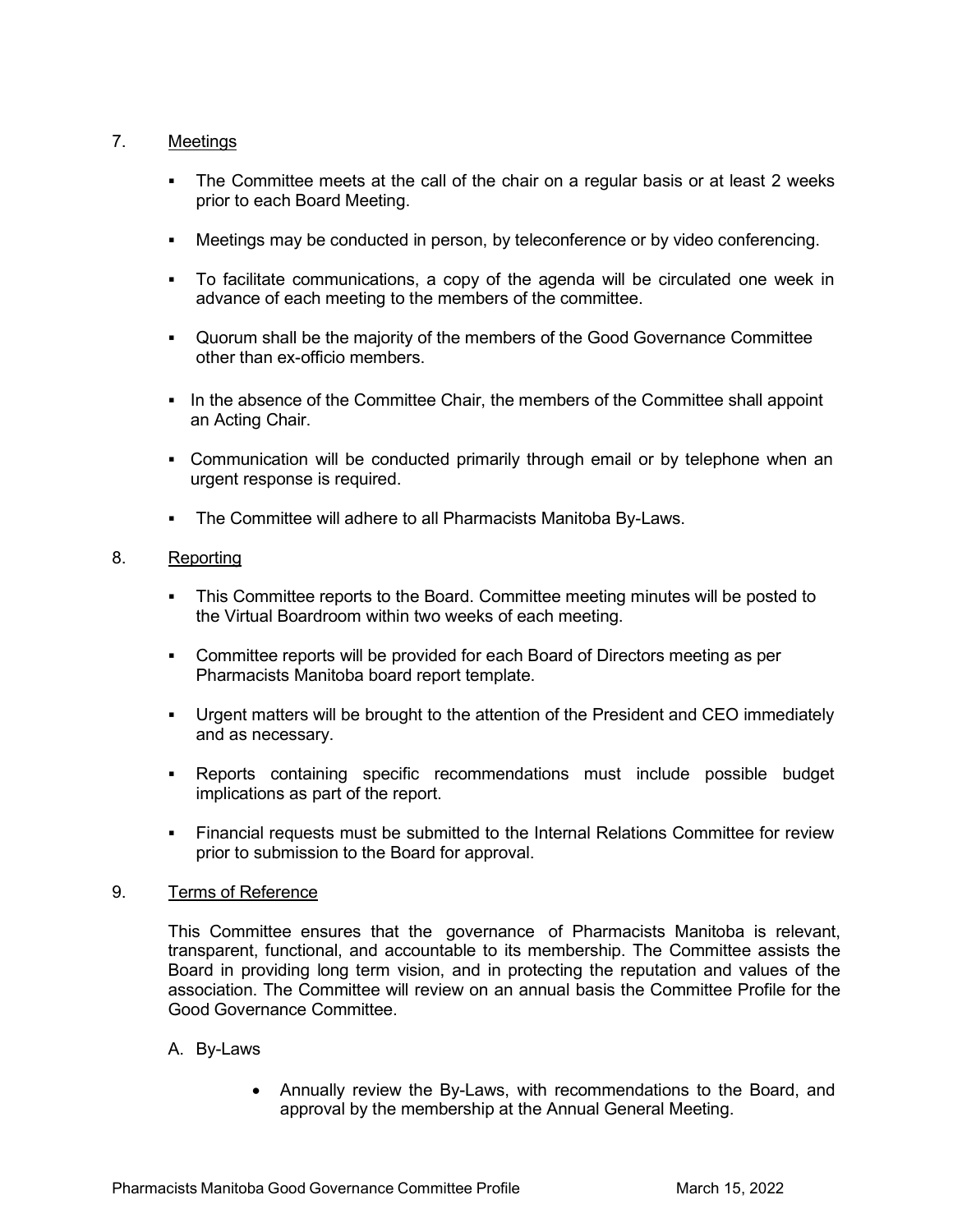## 7. Meetings

- The Committee meets at the call of the chair on a regular basis or at least 2 weeks prior to each Board Meeting.
- Meetings may be conducted in person, by teleconference or by video conferencing.
- To facilitate communications, a copy of the agenda will be circulated one week in advance of each meeting to the members of the committee.
- Quorum shall be the majority of the members of the Good Governance Committee other than ex-officio members.
- In the absence of the Committee Chair, the members of the Committee shall appoint an Acting Chair.
- Communication will be conducted primarily through email or by telephone when an urgent response is required.
- The Committee will adhere to all Pharmacists Manitoba By-Laws.

## 8. Reporting

- This Committee reports to the Board. Committee meeting minutes will be posted to the Virtual Boardroom within two weeks of each meeting.
- Committee reports will be provided for each Board of Directors meeting as per Pharmacists Manitoba board report template.
- Urgent matters will be brought to the attention of the President and CEO immediately and as necessary.
- Reports containing specific recommendations must include possible budget implications as part of the report.
- Financial requests must be submitted to the Internal Relations Committee for review prior to submission to the Board for approval.

## 9. Terms of Reference

This Committee ensures that the governance of Pharmacists Manitoba is relevant, transparent, functional, and accountable to its membership. The Committee assists the Board in providing long term vision, and in protecting the reputation and values of the association. The Committee will review on an annual basis the Committee Profile for the Good Governance Committee.

### A. By-Laws

- Annually review the By-Laws, with recommendations to the Board, and approval by the membership at the Annual General Meeting.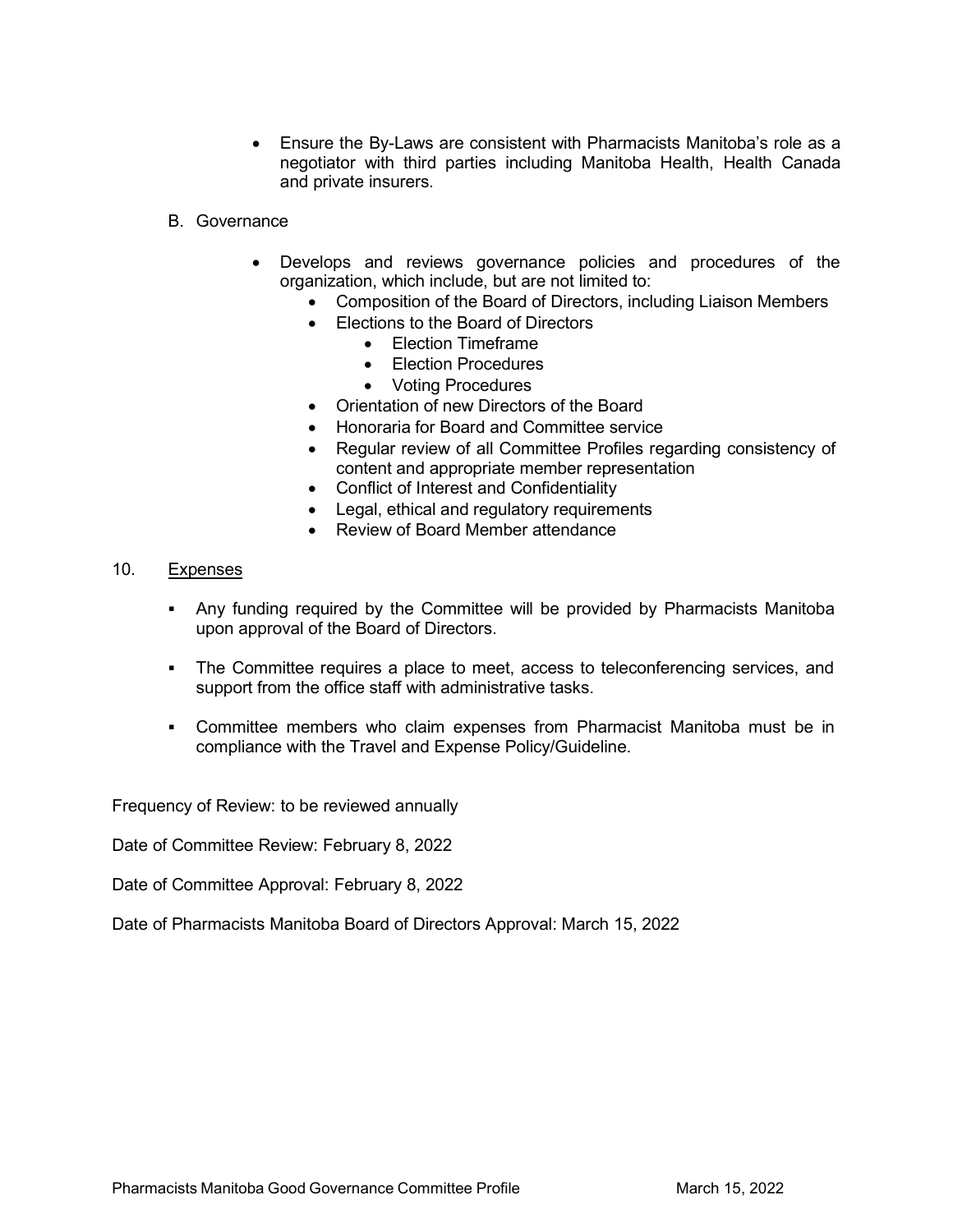- Ensure the By-Laws are consistent with Pharmacists Manitoba's role as a negotiator with third parties including Manitoba Health, Health Canada and private insurers.

B. Governance

- Develops and reviews governance policies and procedures of the organization, which include, but are not limited to:
  - Composition of the Board of Directors, including Liaison Members
  - Elections to the Board of Directors
    - Election Timeframe
    - Election Procedures
    - Voting Procedures
  - Orientation of new Directors of the Board
  - Honoraria for Board and Committee service
  - Regular review of all Committee Profiles regarding consistency of content and appropriate member representation
  - Conflict of Interest and Confidentiality
  - Legal, ethical and regulatory requirements
  - Review of Board Member attendance

10. Expenses

- Any funding required by the Committee will be provided by Pharmacists Manitoba upon approval of the Board of Directors.
- The Committee requires a place to meet, access to teleconferencing services, and support from the office staff with administrative tasks.
- Committee members who claim expenses from Pharmacist Manitoba must be in compliance with the Travel and Expense Policy/Guideline.

Frequency of Review: to be reviewed annually

Date of Committee Review: February 8, 2022

Date of Committee Approval: February 8, 2022

Date of Pharmacists Manitoba Board of Directors Approval: March 15, 2022